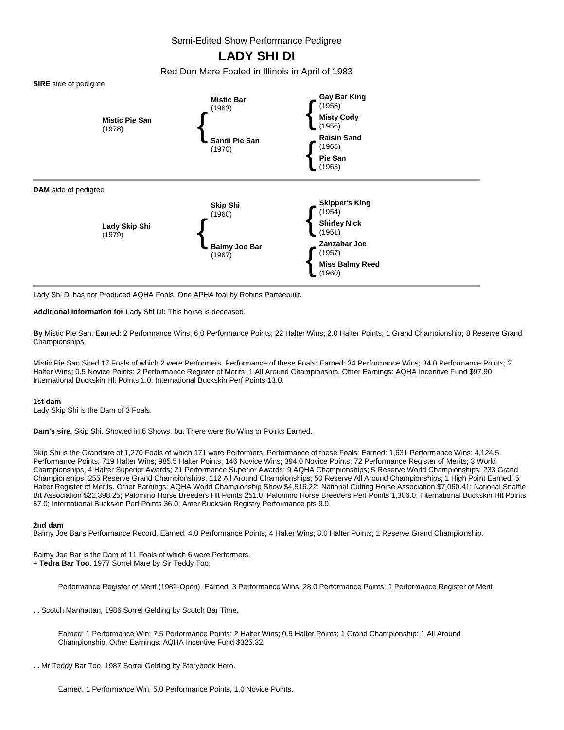Semi-Edited Show Performance Pedigree

# LADY SHI DI

Red Dun Mare Foaled in Illinois in April of 1983

**SIRE** side of pedigree

| | | |
|---|---|---|
| **Mistic Pie San** (1978) | **Mistic Bar** (1963) | **Gay Bar King** (1958) |
| | | **Misty Cody** (1956) |
| | **Sandi Pie San** (1970) | **Raisin Sand** (1965) |
| | | **Pie San** (1963) |

**DAM** side of pedigree

| | | |
|---|---|---|
| **Lady Skip Shi** (1979) | **Skip Shi** (1960) | **Skipper's King** (1954) |
| | | **Shirley Nick** (1951) |
| | **Balmy Joe Bar** (1967) | **Zanzabar Joe** (1957) |
| | | **Miss Balmy Reed** (1960) |

Lady Shi Di has not Produced AQHA Foals. One APHA foal by Robins Parteebuilt.

**Additional Information for** Lady Shi Di**:** This horse is deceased.

**By** Mistic Pie San. Earned: 2 Performance Wins; 6.0 Performance Points; 22 Halter Wins; 2.0 Halter Points; 1 Grand Championship; 8 Reserve Grand Championships.

Mistic Pie San Sired 17 Foals of which 2 were Performers. Performance of these Foals: Earned: 34 Performance Wins; 34.0 Performance Points; 2 Halter Wins; 0.5 Novice Points; 2 Performance Register of Merits; 1 All Around Championship. Other Earnings: AQHA Incentive Fund $97.90; International Buckskin Hlt Points 1.0; International Buckskin Perf Points 13.0.

**1st dam**
Lady Skip Shi is the Dam of 3 Foals.

**Dam's sire,** Skip Shi. Showed in 6 Shows, but There were No Wins or Points Earned.

Skip Shi is the Grandsire of 1,270 Foals of which 171 were Performers. Performance of these Foals: Earned: 1,631 Performance Wins; 4,124.5 Performance Points; 719 Halter Wins; 985.5 Halter Points; 146 Novice Wins; 394.0 Novice Points; 72 Performance Register of Merits; 3 World Championships; 4 Halter Superior Awards; 21 Performance Superior Awards; 9 AQHA Championships; 5 Reserve World Championships; 233 Grand Championships; 255 Reserve Grand Championships; 112 All Around Championships; 50 Reserve All Around Championships; 1 High Point Earned; 5 Halter Register of Merits. Other Earnings: AQHA World Championship Show $4,516.22; National Cutting Horse Association $7,060.41; National Snaffle Bit Association $22,398.25; Palomino Horse Breeders Hlt Points 251.0; Palomino Horse Breeders Perf Points 1,306.0; International Buckskin Hlt Points 57.0; International Buckskin Perf Points 36.0; Amer Buckskin Registry Performance pts 9.0.

**2nd dam**
Balmy Joe Bar's Performance Record. Earned: 4.0 Performance Points; 4 Halter Wins; 8.0 Halter Points; 1 Reserve Grand Championship.

Balmy Joe Bar is the Dam of 11 Foals of which 6 were Performers.
**+ Tedra Bar Too**, 1977 Sorrel Mare by Sir Teddy Too.

Performance Register of Merit (1982-Open). Earned: 3 Performance Wins; 28.0 Performance Points; 1 Performance Register of Merit.

**. .** Scotch Manhattan, 1986 Sorrel Gelding by Scotch Bar Time.

Earned: 1 Performance Win; 7.5 Performance Points; 2 Halter Wins; 0.5 Halter Points; 1 Grand Championship; 1 All Around Championship. Other Earnings: AQHA Incentive Fund $325.32.

**. .** Mr Teddy Bar Too, 1987 Sorrel Gelding by Storybook Hero.

Earned: 1 Performance Win; 5.0 Performance Points; 1.0 Novice Points.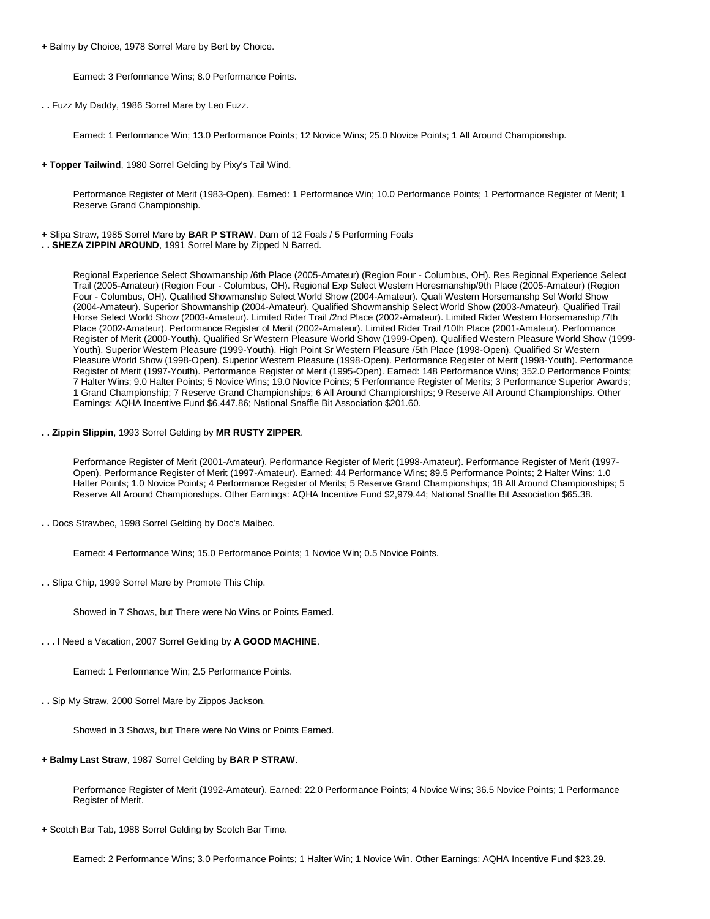**+** Balmy by Choice, 1978 Sorrel Mare by Bert by Choice.

Earned: 3 Performance Wins; 8.0 Performance Points.

**. .** Fuzz My Daddy, 1986 Sorrel Mare by Leo Fuzz.

Earned: 1 Performance Win; 13.0 Performance Points; 12 Novice Wins; 25.0 Novice Points; 1 All Around Championship.

**+ Topper Tailwind**, 1980 Sorrel Gelding by Pixy's Tail Wind.

Performance Register of Merit (1983-Open). Earned: 1 Performance Win; 10.0 Performance Points; 1 Performance Register of Merit; 1 Reserve Grand Championship.

**+** Slipa Straw, 1985 Sorrel Mare by **BAR P STRAW**. Dam of 12 Foals / 5 Performing Foals
**. . SHEZA ZIPPIN AROUND**, 1991 Sorrel Mare by Zipped N Barred.

Regional Experience Select Showmanship /6th Place (2005-Amateur) (Region Four - Columbus, OH). Res Regional Experience Select Trail (2005-Amateur) (Region Four - Columbus, OH). Regional Exp Select Western Horesmanship/9th Place (2005-Amateur) (Region Four - Columbus, OH). Qualified Showmanship Select World Show (2004-Amateur). Quali Western Horsemanshp Sel World Show (2004-Amateur). Superior Showmanship (2004-Amateur). Qualified Showmanship Select World Show (2003-Amateur). Qualified Trail Horse Select World Show (2003-Amateur). Limited Rider Trail /2nd Place (2002-Amateur). Limited Rider Western Horsemanship /7th Place (2002-Amateur). Performance Register of Merit (2002-Amateur). Limited Rider Trail /10th Place (2001-Amateur). Performance Register of Merit (2000-Youth). Qualified Sr Western Pleasure World Show (1999-Open). Qualified Western Pleasure World Show (1999-Youth). Superior Western Pleasure (1999-Youth). High Point Sr Western Pleasure /5th Place (1998-Open). Qualified Sr Western Pleasure World Show (1998-Open). Superior Western Pleasure (1998-Open). Performance Register of Merit (1998-Youth). Performance Register of Merit (1997-Youth). Performance Register of Merit (1995-Open). Earned: 148 Performance Wins; 352.0 Performance Points; 7 Halter Wins; 9.0 Halter Points; 5 Novice Wins; 19.0 Novice Points; 5 Performance Register of Merits; 3 Performance Superior Awards; 1 Grand Championship; 7 Reserve Grand Championships; 6 All Around Championships; 9 Reserve All Around Championships. Other Earnings: AQHA Incentive Fund $6,447.86; National Snaffle Bit Association $201.60.

**. . Zippin Slippin**, 1993 Sorrel Gelding by **MR RUSTY ZIPPER**.

Performance Register of Merit (2001-Amateur). Performance Register of Merit (1998-Amateur). Performance Register of Merit (1997-Open). Performance Register of Merit (1997-Amateur). Earned: 44 Performance Wins; 89.5 Performance Points; 2 Halter Wins; 1.0 Halter Points; 1.0 Novice Points; 4 Performance Register of Merits; 5 Reserve Grand Championships; 18 All Around Championships; 5 Reserve All Around Championships. Other Earnings: AQHA Incentive Fund $2,979.44; National Snaffle Bit Association $65.38.

**. .** Docs Strawbec, 1998 Sorrel Gelding by Doc's Malbec.

Earned: 4 Performance Wins; 15.0 Performance Points; 1 Novice Win; 0.5 Novice Points.

**. .** Slipa Chip, 1999 Sorrel Mare by Promote This Chip.

Showed in 7 Shows, but There were No Wins or Points Earned.

**. . .** I Need a Vacation, 2007 Sorrel Gelding by **A GOOD MACHINE**.

Earned: 1 Performance Win; 2.5 Performance Points.

**. .** Sip My Straw, 2000 Sorrel Mare by Zippos Jackson.

Showed in 3 Shows, but There were No Wins or Points Earned.

**+ Balmy Last Straw**, 1987 Sorrel Gelding by **BAR P STRAW**.

Performance Register of Merit (1992-Amateur). Earned: 22.0 Performance Points; 4 Novice Wins; 36.5 Novice Points; 1 Performance Register of Merit.

**+** Scotch Bar Tab, 1988 Sorrel Gelding by Scotch Bar Time.

Earned: 2 Performance Wins; 3.0 Performance Points; 1 Halter Win; 1 Novice Win. Other Earnings: AQHA Incentive Fund $23.29.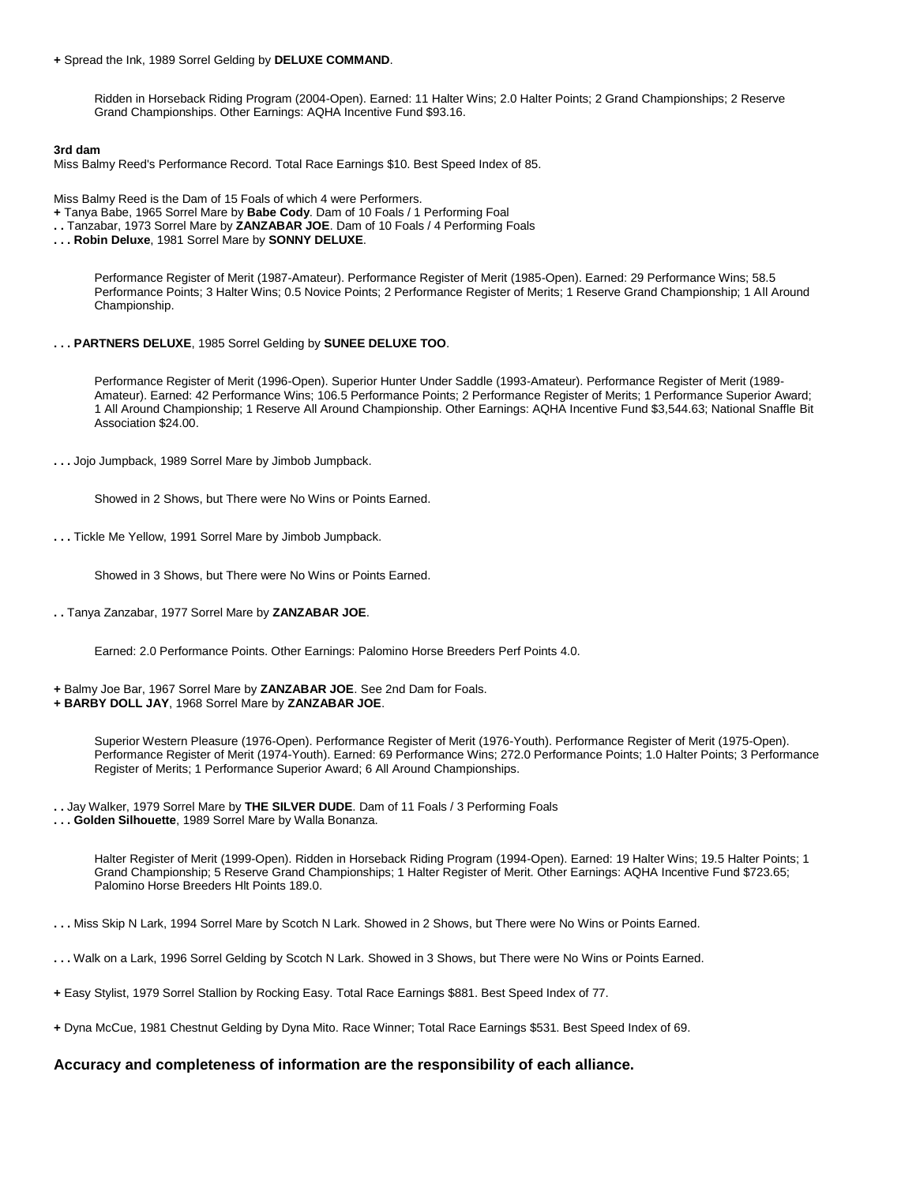**+** Spread the Ink, 1989 Sorrel Gelding by **DELUXE COMMAND**.

Ridden in Horseback Riding Program (2004-Open). Earned: 11 Halter Wins; 2.0 Halter Points; 2 Grand Championships; 2 Reserve Grand Championships. Other Earnings: AQHA Incentive Fund $93.16.

**3rd dam**

Miss Balmy Reed's Performance Record. Total Race Earnings $10. Best Speed Index of 85.

Miss Balmy Reed is the Dam of 15 Foals of which 4 were Performers.

**+** Tanya Babe, 1965 Sorrel Mare by **Babe Cody**. Dam of 10 Foals / 1 Performing Foal

**. .** Tanzabar, 1973 Sorrel Mare by **ZANZABAR JOE**. Dam of 10 Foals / 4 Performing Foals

**. . . Robin Deluxe**, 1981 Sorrel Mare by **SONNY DELUXE**.

Performance Register of Merit (1987-Amateur). Performance Register of Merit (1985-Open). Earned: 29 Performance Wins; 58.5 Performance Points; 3 Halter Wins; 0.5 Novice Points; 2 Performance Register of Merits; 1 Reserve Grand Championship; 1 All Around Championship.

**. . . PARTNERS DELUXE**, 1985 Sorrel Gelding by **SUNEE DELUXE TOO**.

Performance Register of Merit (1996-Open). Superior Hunter Under Saddle (1993-Amateur). Performance Register of Merit (1989-Amateur). Earned: 42 Performance Wins; 106.5 Performance Points; 2 Performance Register of Merits; 1 Performance Superior Award; 1 All Around Championship; 1 Reserve All Around Championship. Other Earnings: AQHA Incentive Fund $3,544.63; National Snaffle Bit Association $24.00.

**. . .** Jojo Jumpback, 1989 Sorrel Mare by Jimbob Jumpback.

Showed in 2 Shows, but There were No Wins or Points Earned.

**. . .** Tickle Me Yellow, 1991 Sorrel Mare by Jimbob Jumpback.

Showed in 3 Shows, but There were No Wins or Points Earned.

**. .** Tanya Zanzabar, 1977 Sorrel Mare by **ZANZABAR JOE**.

Earned: 2.0 Performance Points. Other Earnings: Palomino Horse Breeders Perf Points 4.0.

**+** Balmy Joe Bar, 1967 Sorrel Mare by **ZANZABAR JOE**. See 2nd Dam for Foals.

**+ BARBY DOLL JAY**, 1968 Sorrel Mare by **ZANZABAR JOE**.

Superior Western Pleasure (1976-Open). Performance Register of Merit (1976-Youth). Performance Register of Merit (1975-Open). Performance Register of Merit (1974-Youth). Earned: 69 Performance Wins; 272.0 Performance Points; 1.0 Halter Points; 3 Performance Register of Merits; 1 Performance Superior Award; 6 All Around Championships.

**. .** Jay Walker, 1979 Sorrel Mare by **THE SILVER DUDE**. Dam of 11 Foals / 3 Performing Foals

**. . . Golden Silhouette**, 1989 Sorrel Mare by Walla Bonanza.

Halter Register of Merit (1999-Open). Ridden in Horseback Riding Program (1994-Open). Earned: 19 Halter Wins; 19.5 Halter Points; 1 Grand Championship; 5 Reserve Grand Championships; 1 Halter Register of Merit. Other Earnings: AQHA Incentive Fund $723.65; Palomino Horse Breeders Hlt Points 189.0.

**. . .** Miss Skip N Lark, 1994 Sorrel Mare by Scotch N Lark. Showed in 2 Shows, but There were No Wins or Points Earned.

**. . .** Walk on a Lark, 1996 Sorrel Gelding by Scotch N Lark. Showed in 3 Shows, but There were No Wins or Points Earned.

**+** Easy Stylist, 1979 Sorrel Stallion by Rocking Easy. Total Race Earnings $881. Best Speed Index of 77.

**+** Dyna McCue, 1981 Chestnut Gelding by Dyna Mito. Race Winner; Total Race Earnings $531. Best Speed Index of 69.

**Accuracy and completeness of information are the responsibility of each alliance.**